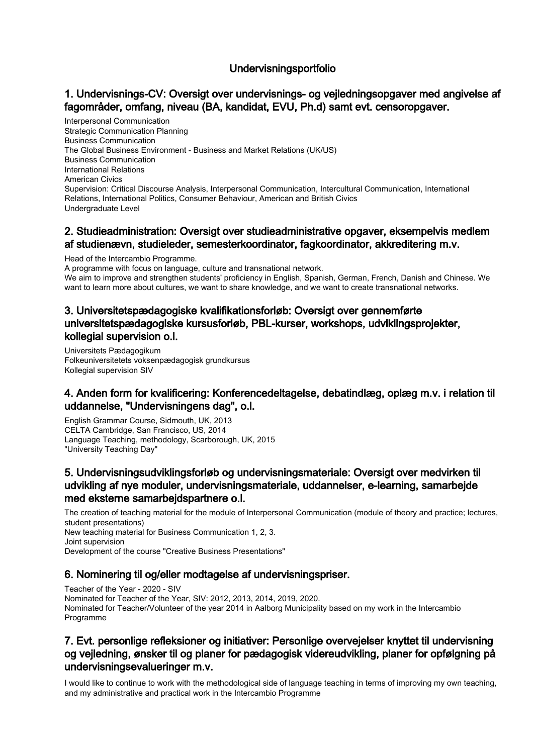# Undervisningsportfolio

## 1. Undervisnings-CV: Oversigt over undervisnings- og vejledningsopgaver med angivelse af fagområder, omfang, niveau (BA, kandidat, EVU, Ph.d) samt evt. censoropgaver.

Interpersonal Communication
Strategic Communication Planning
Business Communication
The Global Business Environment - Business and Market Relations (UK/US)
Business Communication
International Relations
American Civics
Supervision: Critical Discourse Analysis, Interpersonal Communication, Intercultural Communication, International Relations, International Politics, Consumer Behaviour, American and British Civics
Undergraduate Level

## 2. Studieadministration: Oversigt over studieadministrative opgaver, eksempelvis medlem af studienævn, studieleder, semesterkoordinator, fagkoordinator, akkreditering m.v.

Head of the Intercambio Programme.
A programme with focus on language, culture and transnational network.
We aim to improve and strengthen students' proficiency in English, Spanish, German, French, Danish and Chinese. We want to learn more about cultures, we want to share knowledge, and we want to create transnational networks.

## 3. Universitetspædagogiske kvalifikationsforløb: Oversigt over gennemførte universitetspædagogiske kursusforløb, PBL-kurser, workshops, udviklingsprojekter, kollegial supervision o.l.

Universitets Pædagogikum
Folkeuniversitetets voksenpædagogisk grundkursus
Kollegial supervision SIV

## 4. Anden form for kvalificering: Konferencedeltagelse, debatindlæg, oplæg m.v. i relation til uddannelse, "Undervisningens dag", o.l.

English Grammar Course, Sidmouth, UK, 2013
CELTA Cambridge, San Francisco, US, 2014
Language Teaching, methodology, Scarborough, UK, 2015
"University Teaching Day"

## 5. Undervisningsudviklingsforløb og undervisningsmateriale: Oversigt over medvirken til udvikling af nye moduler, undervisningsmateriale, uddannelser, e-learning, samarbejde med eksterne samarbejdspartnere o.l.

The creation of teaching material for the module of Interpersonal Communication (module of theory and practice; lectures, student presentations)
New teaching material for Business Communication 1, 2, 3.
Joint supervision
Development of the course "Creative Business Presentations"

## 6. Nominering til og/eller modtagelse af undervisningspriser.

Teacher of the Year - 2020 - SIV
Nominated for Teacher of the Year, SIV: 2012, 2013, 2014, 2019, 2020.
Nominated for Teacher/Volunteer of the year 2014 in Aalborg Municipality based on my work in the Intercambio Programme

## 7. Evt. personlige refleksioner og initiativer: Personlige overvejelser knyttet til undervisning og vejledning, ønsker til og planer for pædagogisk videreudvikling, planer for opfølgning på undervisningsevalueringer m.v.

I would like to continue to work with the methodological side of language teaching in terms of improving my own teaching, and my administrative and practical work in the Intercambio Programme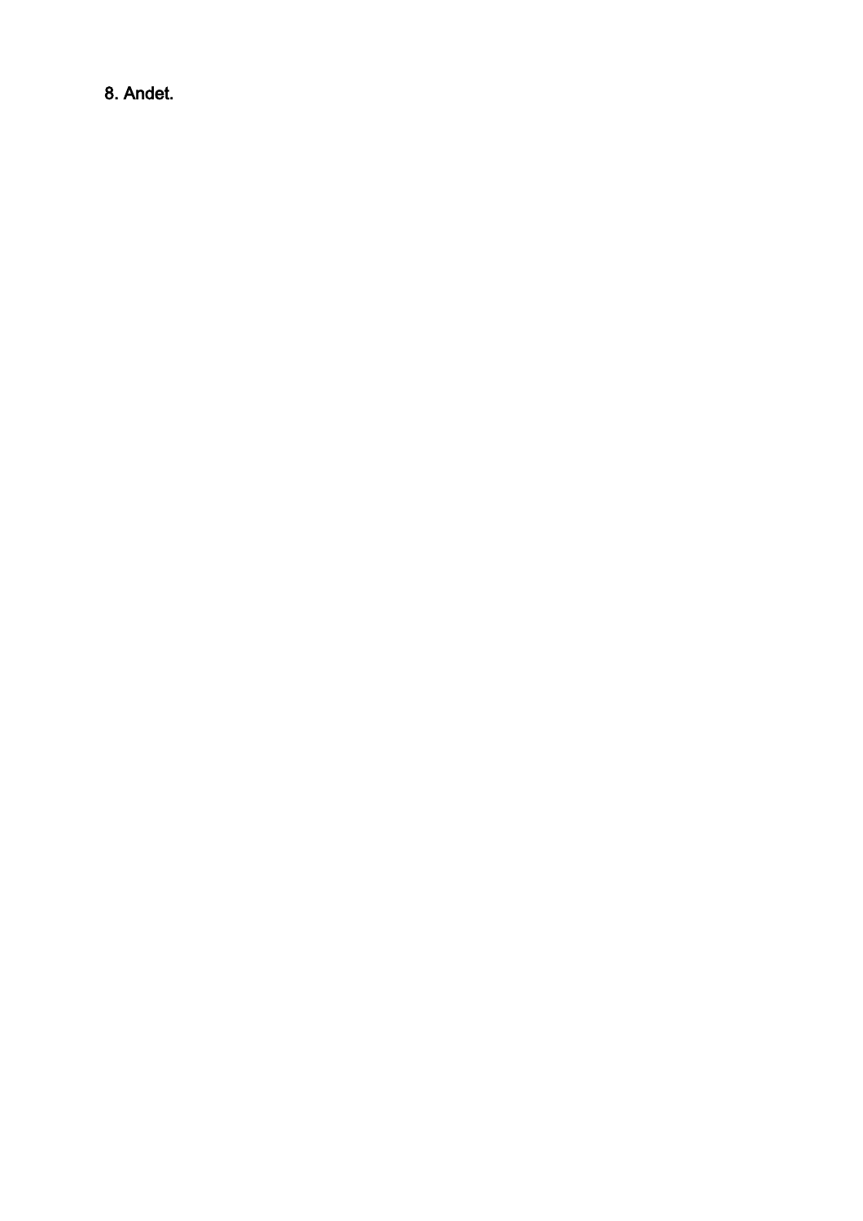8. Andet.